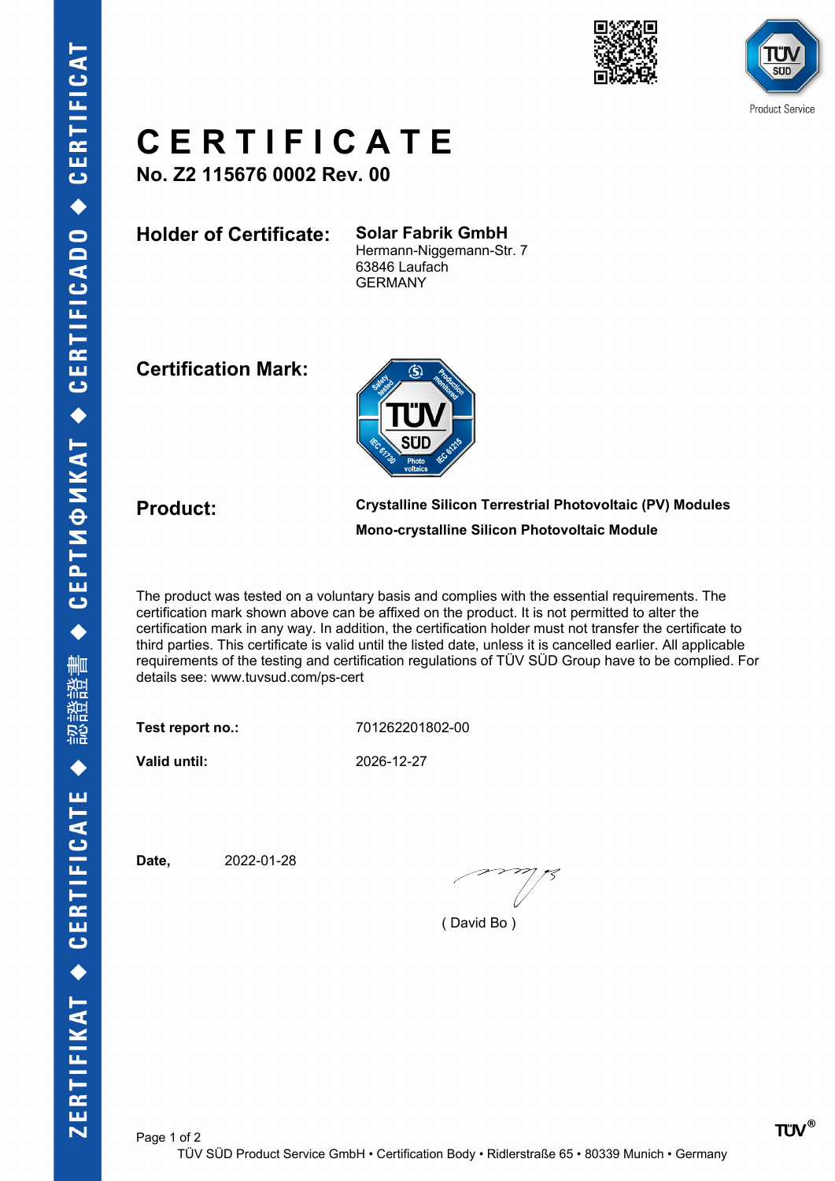# CERTIFICATE

**No. Z2 115676 0002 Rev. 00**

**Holder of Certificate:** **Solar Fabrik GmbH**
Hermann-Niggemann-Str. 7
63846 Laufach
GERMANY

**Certification Mark:**

**Product:** **Crystalline Silicon Terrestrial Photovoltaic (PV) Modules**

**Mono-crystalline Silicon Photovoltaic Module**

The product was tested on a voluntary basis and complies with the essential requirements. The certification mark shown above can be affixed on the product. It is not permitted to alter the certification mark in any way. In addition, the certification holder must not transfer the certificate to third parties. This certificate is valid until the listed date, unless it is cancelled earlier. All applicable requirements of the testing and certification regulations of TÜV SÜD Group have to be complied. For details see: www.tuvsud.com/ps-cert

**Test report no.:** 701262201802-00

**Valid until:** 2026-12-27

**Date,** 2022-01-28

( David Bo )

TÜV SÜD Product Service GmbH • Certification Body • Ridlerstraße 65 • 80339 Munich • Germany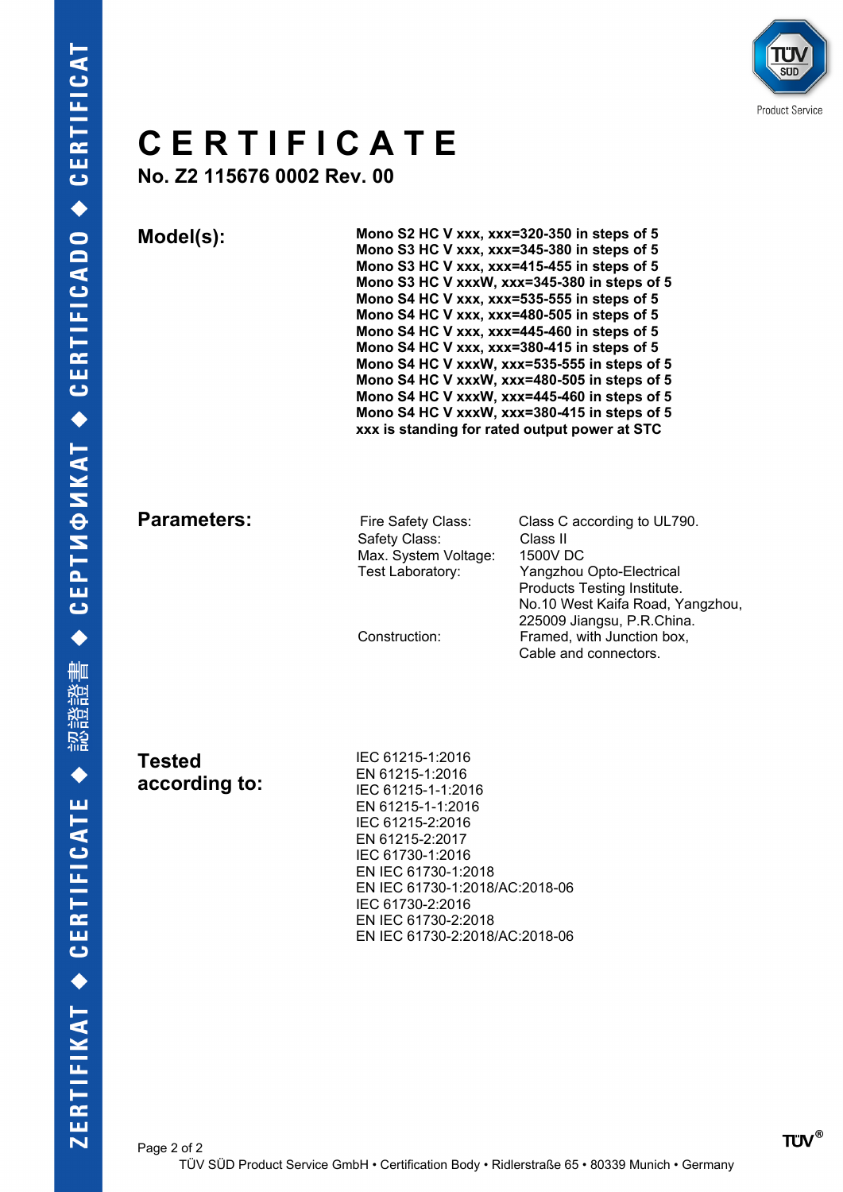# CERTIFICATE

**No. Z2 115676 0002 Rev. 00**

**Model(s):**

**Mono S2 HC V xxx, xxx=320-350 in steps of 5**
**Mono S3 HC V xxx, xxx=345-380 in steps of 5**
**Mono S3 HC V xxx, xxx=415-455 in steps of 5**
**Mono S3 HC V xxxW, xxx=345-380 in steps of 5**
**Mono S4 HC V xxx, xxx=535-555 in steps of 5**
**Mono S4 HC V xxx, xxx=480-505 in steps of 5**
**Mono S4 HC V xxx, xxx=445-460 in steps of 5**
**Mono S4 HC V xxx, xxx=380-415 in steps of 5**
**Mono S4 HC V xxxW, xxx=535-555 in steps of 5**
**Mono S4 HC V xxxW, xxx=480-505 in steps of 5**
**Mono S4 HC V xxxW, xxx=445-460 in steps of 5**
**Mono S4 HC V xxxW, xxx=380-415 in steps of 5**
**xxx is standing for rated output power at STC**

**Parameters:**

| | |
|---|---|
| Fire Safety Class: | Class C according to UL790. |
| Safety Class: | Class II |
| Max. System Voltage: | 1500V DC |
| Test Laboratory: | Yangzhou Opto-Electrical Products Testing Institute. No.10 West Kaifa Road, Yangzhou, 225009 Jiangsu, P.R.China. |
| Construction: | Framed, with Junction box, Cable and connectors. |

**Tested according to:**

IEC 61215-1:2016
EN 61215-1:2016
IEC 61215-1-1:2016
EN 61215-1-1:2016
IEC 61215-2:2016
EN 61215-2:2017
IEC 61730-1:2016
EN IEC 61730-1:2018
EN IEC 61730-1:2018/AC:2018-06
IEC 61730-2:2016
EN IEC 61730-2:2018
EN IEC 61730-2:2018/AC:2018-06

TÜV SÜD Product Service GmbH • Certification Body • Ridlerstraße 65 • 80339 Munich • Germany